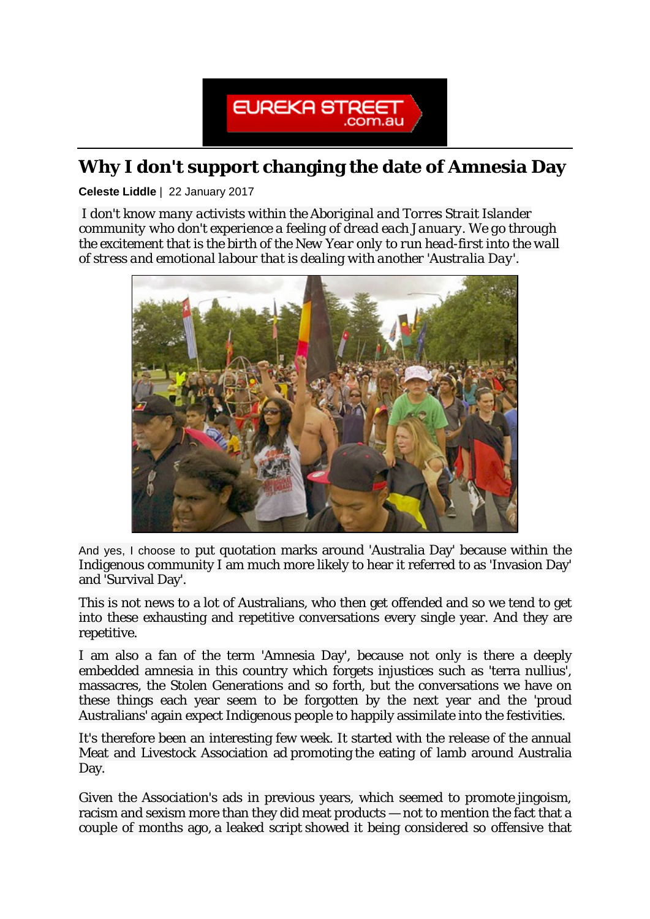# Why I don't support changing the date of Amnesia Day

**Celeste Liddle** | 22 January 2017

*I don't know many activists within the Aboriginal and Torres Strait Islander community who don't experience a feeling of dread each January. We go through the excitement that is the birth of the New Year only to run head-first into the wall of stress and emotional labour that is dealing with another 'Australia Day'.*

And yes, I choose to put quotation marks around 'Australia Day' because within the Indigenous community I am much more likely to hear it referred to as 'Invasion Day' and 'Survival Day'.

This is not news to a lot of Australians, who then get offended and so we tend to get into these exhausting and repetitive conversations every single year. And they are repetitive.

I am also a fan of the term 'Amnesia Day', because not only is there a deeply embedded amnesia in this country which forgets injustices such as 'terra nullius', massacres, the Stolen Generations and so forth, but the conversations we have on these things each year seem to be forgotten by the next year and the 'proud Australians' again expect Indigenous people to happily assimilate into the festivities.

It's therefore been an interesting few week. It started with the release of the annual Meat and Livestock Association ad promoting the eating of lamb around Australia Day.

Given the Association's ads in previous years, which seemed to promote jingoism, racism and sexism more than they did meat products — not to mention the fact that a couple of months ago, a leaked script showed it being considered so offensive that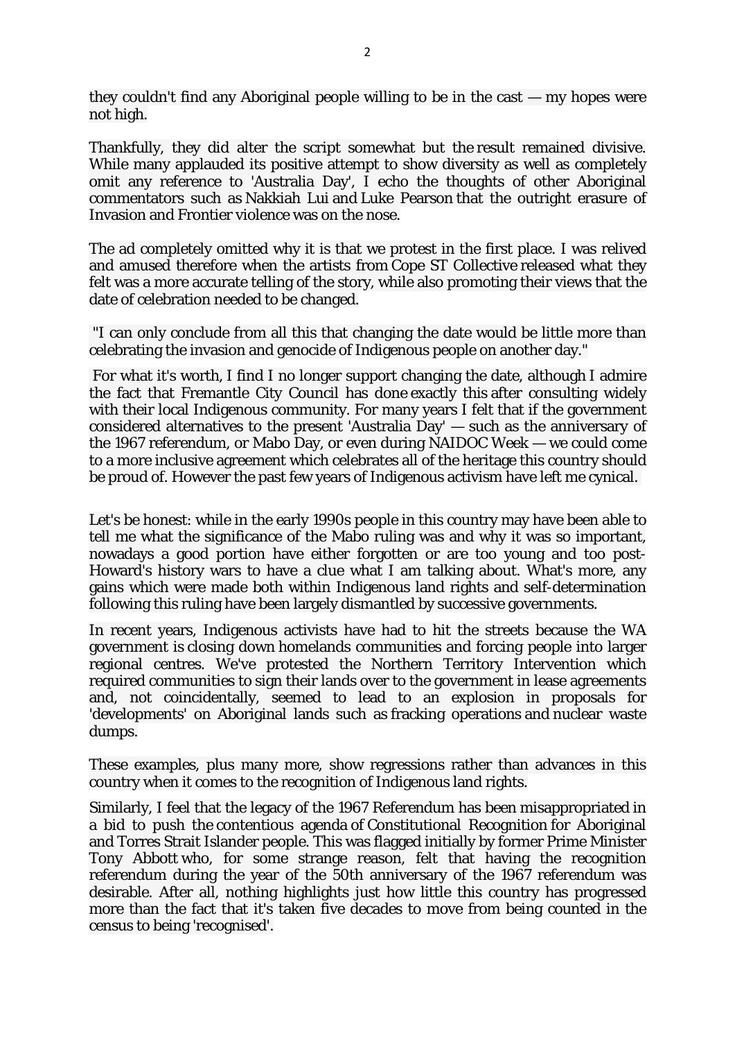they couldn't find any Aboriginal people willing to be in the cast — my hopes were not high.

Thankfully, they did alter the script somewhat but the result remained divisive. While many applauded its positive attempt to show diversity as well as completely omit any reference to 'Australia Day', I echo the thoughts of other Aboriginal commentators such as Nakkiah Lui and Luke Pearson that the outright erasure of Invasion and Frontier violence was on the nose.

The ad completely omitted why it is that we protest in the first place. I was relived and amused therefore when the artists from Cope ST Collective released what they felt was a more accurate telling of the story, while also promoting their views that the date of celebration needed to be changed.

"I can only conclude from all this that changing the date would be little more than celebrating the invasion and genocide of Indigenous people on another day."

For what it's worth, I find I no longer support changing the date, although I admire the fact that Fremantle City Council has done exactly this after consulting widely with their local Indigenous community. For many years I felt that if the government considered alternatives to the present 'Australia Day' — such as the anniversary of the 1967 referendum, or Mabo Day, or even during NAIDOC Week — we could come to a more inclusive agreement which celebrates all of the heritage this country should be proud of. However the past few years of Indigenous activism have left me cynical.

Let's be honest: while in the early 1990s people in this country may have been able to tell me what the significance of the Mabo ruling was and why it was so important, nowadays a good portion have either forgotten or are too young and too post-Howard's history wars to have a clue what I am talking about. What's more, any gains which were made both within Indigenous land rights and self-determination following this ruling have been largely dismantled by successive governments.

In recent years, Indigenous activists have had to hit the streets because the WA government is closing down homelands communities and forcing people into larger regional centres. We've protested the Northern Territory Intervention which required communities to sign their lands over to the government in lease agreements and, not coincidentally, seemed to lead to an explosion in proposals for 'developments' on Aboriginal lands such as fracking operations and nuclear waste dumps.

These examples, plus many more, show regressions rather than advances in this country when it comes to the recognition of Indigenous land rights.

Similarly, I feel that the legacy of the 1967 Referendum has been misappropriated in a bid to push the contentious agenda of Constitutional Recognition for Aboriginal and Torres Strait Islander people. This was flagged initially by former Prime Minister Tony Abbott who, for some strange reason, felt that having the recognition referendum during the year of the 50th anniversary of the 1967 referendum was desirable. After all, nothing highlights just how little this country has progressed more than the fact that it's taken five decades to move from being counted in the census to being 'recognised'.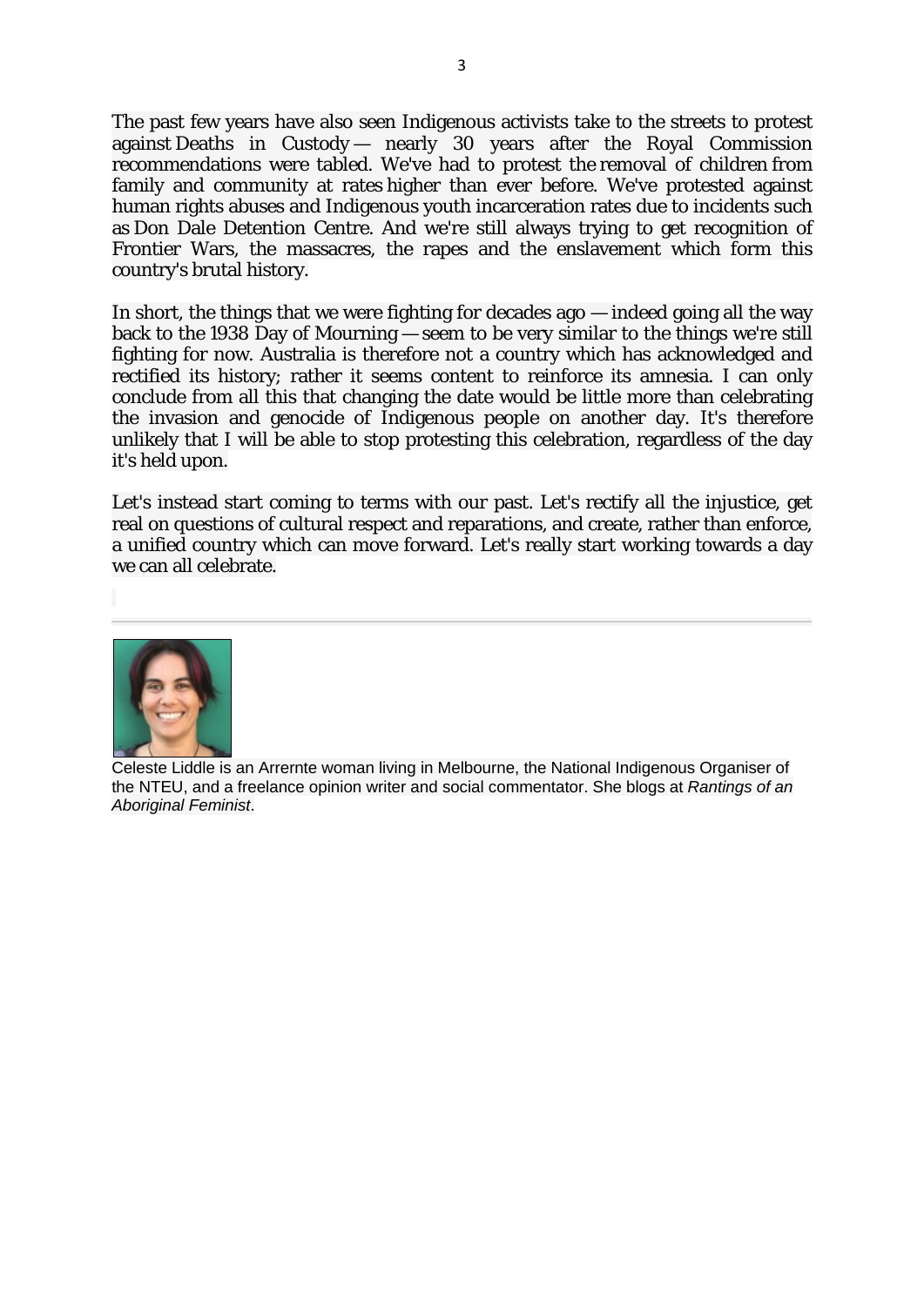The past few years have also seen Indigenous activists take to the streets to protest against Deaths in Custody — nearly 30 years after the Royal Commission recommendations were tabled. We've had to protest the removal of children from family and community at rates higher than ever before. We've protested against human rights abuses and Indigenous youth incarceration rates due to incidents such as Don Dale Detention Centre. And we're still always trying to get recognition of Frontier Wars, the massacres, the rapes and the enslavement which form this country's brutal history.

In short, the things that we were fighting for decades ago — indeed going all the way back to the 1938 Day of Mourning — seem to be very similar to the things we're still fighting for now. Australia is therefore not a country which has acknowledged and rectified its history; rather it seems content to reinforce its amnesia. I can only conclude from all this that changing the date would be little more than celebrating the invasion and genocide of Indigenous people on another day. It's therefore unlikely that I will be able to stop protesting this celebration, regardless of the day it's held upon.

Let's instead start coming to terms with our past. Let's rectify all the injustice, get real on questions of cultural respect and reparations, and create, rather than enforce, a unified country which can move forward. Let's really start working towards a day we can all celebrate.

---

Celeste Liddle is an Arrernte woman living in Melbourne, the National Indigenous Organiser of the NTEU, and a freelance opinion writer and social commentator. She blogs at *Rantings of an Aboriginal Feminist*.